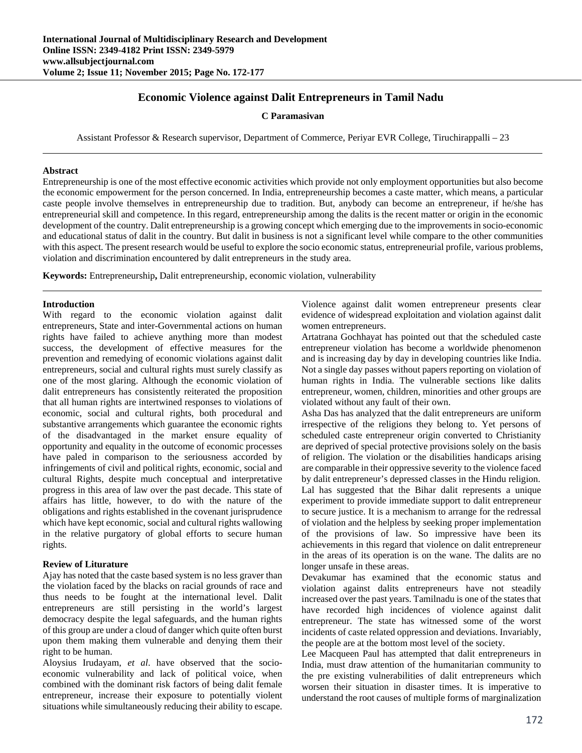# Economic Violence against Dalit Entrepreneurs in Tamil Nadu

**C Paramasivan**

Assistant Professor & Research supervisor, Department of Commerce, Periyar EVR College, Tiruchirappalli – 23

**Abstract**

Entrepreneurship is one of the most effective economic activities which provide not only employment opportunities but also become the economic empowerment for the person concerned. In India, entrepreneurship becomes a caste matter, which means, a particular caste people involve themselves in entrepreneurship due to tradition. But, anybody can become an entrepreneur, if he/she has entrepreneurial skill and competence. In this regard, entrepreneurship among the dalits is the recent matter or origin in the economic development of the country. Dalit entrepreneurship is a growing concept which emerging due to the improvements in socio-economic and educational status of dalit in the country. But dalit in business is not a significant level while compare to the other communities with this aspect. The present research would be useful to explore the socio economic status, entrepreneurial profile, various problems, violation and discrimination encountered by dalit entrepreneurs in the study area.

**Keywords:** Entrepreneurship**,** Dalit entrepreneurship, economic violation, vulnerability

## Introduction

With regard to the economic violation against dalit entrepreneurs, State and inter-Governmental actions on human rights have failed to achieve anything more than modest success, the development of effective measures for the prevention and remedying of economic violations against dalit entrepreneurs, social and cultural rights must surely classify as one of the most glaring. Although the economic violation of dalit entrepreneurs has consistently reiterated the proposition that all human rights are intertwined responses to violations of economic, social and cultural rights, both procedural and substantive arrangements which guarantee the economic rights of the disadvantaged in the market ensure equality of opportunity and equality in the outcome of economic processes have paled in comparison to the seriousness accorded by infringements of civil and political rights, economic, social and cultural Rights, despite much conceptual and interpretative progress in this area of law over the past decade. This state of affairs has little, however, to do with the nature of the obligations and rights established in the covenant jurisprudence which have kept economic, social and cultural rights wallowing in the relative purgatory of global efforts to secure human rights.

## Review of Liturature

Ajay has noted that the caste based system is no less graver than the violation faced by the blacks on racial grounds of race and thus needs to be fought at the international level. Dalit entrepreneurs are still persisting in the world's largest democracy despite the legal safeguards, and the human rights of this group are under a cloud of danger which quite often burst upon them making them vulnerable and denying them their right to be human.

Aloysius Irudayam, *et al*. have observed that the socio-economic vulnerability and lack of political voice, when combined with the dominant risk factors of being dalit female entrepreneur, increase their exposure to potentially violent situations while simultaneously reducing their ability to escape. Violence against dalit women entrepreneur presents clear evidence of widespread exploitation and violation against dalit women entrepreneurs.

Artatrana Gochhayat has pointed out that the scheduled caste entrepreneur violation has become a worldwide phenomenon and is increasing day by day in developing countries like India. Not a single day passes without papers reporting on violation of human rights in India. The vulnerable sections like dalits entrepreneur, women, children, minorities and other groups are violated without any fault of their own.

Asha Das has analyzed that the dalit entrepreneurs are uniform irrespective of the religions they belong to. Yet persons of scheduled caste entrepreneur origin converted to Christianity are deprived of special protective provisions solely on the basis of religion. The violation or the disabilities handicaps arising are comparable in their oppressive severity to the violence faced by dalit entrepreneur's depressed classes in the Hindu religion.

Lal has suggested that the Bihar dalit represents a unique experiment to provide immediate support to dalit entrepreneur to secure justice. It is a mechanism to arrange for the redressal of violation and the helpless by seeking proper implementation of the provisions of law. So impressive have been its achievements in this regard that violence on dalit entrepreneur in the areas of its operation is on the wane. The dalits are no longer unsafe in these areas.

Devakumar has examined that the economic status and violation against dalits entrepreneurs have not steadily increased over the past years. Tamilnadu is one of the states that have recorded high incidences of violence against dalit entrepreneur. The state has witnessed some of the worst incidents of caste related oppression and deviations. Invariably, the people are at the bottom most level of the society.

Lee Macqueen Paul has attempted that dalit entrepreneurs in India, must draw attention of the humanitarian community to the pre existing vulnerabilities of dalit entrepreneurs which worsen their situation in disaster times. It is imperative to understand the root causes of multiple forms of marginalization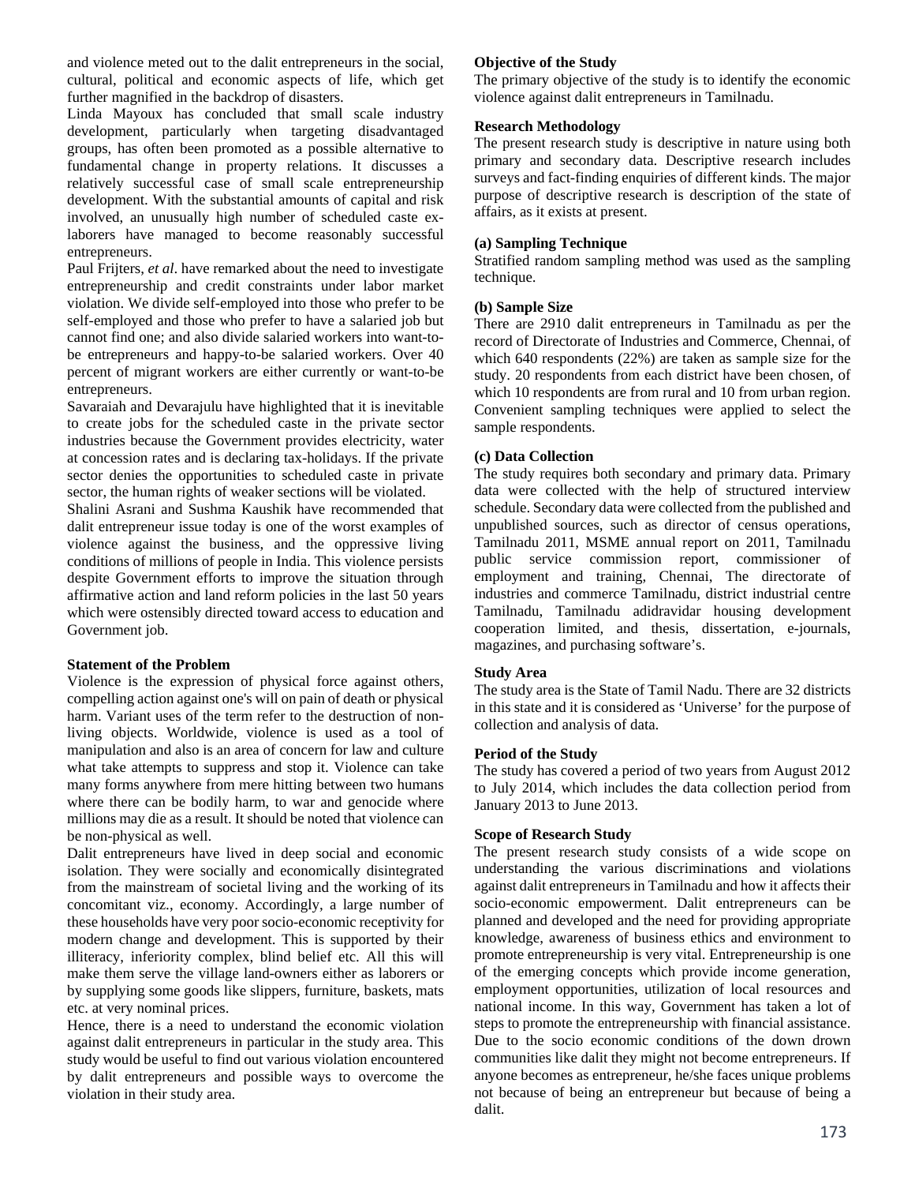and violence meted out to the dalit entrepreneurs in the social, cultural, political and economic aspects of life, which get further magnified in the backdrop of disasters.

Linda Mayoux has concluded that small scale industry development, particularly when targeting disadvantaged groups, has often been promoted as a possible alternative to fundamental change in property relations. It discusses a relatively successful case of small scale entrepreneurship development. With the substantial amounts of capital and risk involved, an unusually high number of scheduled caste ex-laborers have managed to become reasonably successful entrepreneurs.

Paul Frijters, *et al*. have remarked about the need to investigate entrepreneurship and credit constraints under labor market violation. We divide self-employed into those who prefer to be self-employed and those who prefer to have a salaried job but cannot find one; and also divide salaried workers into want-to-be entrepreneurs and happy-to-be salaried workers. Over 40 percent of migrant workers are either currently or want-to-be entrepreneurs.

Savaraiah and Devarajulu have highlighted that it is inevitable to create jobs for the scheduled caste in the private sector industries because the Government provides electricity, water at concession rates and is declaring tax-holidays. If the private sector denies the opportunities to scheduled caste in private sector, the human rights of weaker sections will be violated.

Shalini Asrani and Sushma Kaushik have recommended that dalit entrepreneur issue today is one of the worst examples of violence against the business, and the oppressive living conditions of millions of people in India. This violence persists despite Government efforts to improve the situation through affirmative action and land reform policies in the last 50 years which were ostensibly directed toward access to education and Government job.

**Statement of the Problem**

Violence is the expression of physical force against others, compelling action against one's will on pain of death or physical harm. Variant uses of the term refer to the destruction of non-living objects. Worldwide, violence is used as a tool of manipulation and also is an area of concern for law and culture what take attempts to suppress and stop it. Violence can take many forms anywhere from mere hitting between two humans where there can be bodily harm, to war and genocide where millions may die as a result. It should be noted that violence can be non-physical as well.

Dalit entrepreneurs have lived in deep social and economic isolation. They were socially and economically disintegrated from the mainstream of societal living and the working of its concomitant viz., economy. Accordingly, a large number of these households have very poor socio-economic receptivity for modern change and development. This is supported by their illiteracy, inferiority complex, blind belief etc. All this will make them serve the village land-owners either as laborers or by supplying some goods like slippers, furniture, baskets, mats etc. at very nominal prices.

Hence, there is a need to understand the economic violation against dalit entrepreneurs in particular in the study area. This study would be useful to find out various violation encountered by dalit entrepreneurs and possible ways to overcome the violation in their study area.

**Objective of the Study**

The primary objective of the study is to identify the economic violence against dalit entrepreneurs in Tamilnadu.

**Research Methodology**

The present research study is descriptive in nature using both primary and secondary data. Descriptive research includes surveys and fact-finding enquiries of different kinds. The major purpose of descriptive research is description of the state of affairs, as it exists at present.

**(a) Sampling Technique**

Stratified random sampling method was used as the sampling technique.

**(b) Sample Size**

There are 2910 dalit entrepreneurs in Tamilnadu as per the record of Directorate of Industries and Commerce, Chennai, of which 640 respondents (22%) are taken as sample size for the study. 20 respondents from each district have been chosen, of which 10 respondents are from rural and 10 from urban region. Convenient sampling techniques were applied to select the sample respondents.

**(c) Data Collection**

The study requires both secondary and primary data. Primary data were collected with the help of structured interview schedule. Secondary data were collected from the published and unpublished sources, such as director of census operations, Tamilnadu 2011, MSME annual report on 2011, Tamilnadu public service commission report, commissioner of employment and training, Chennai, The directorate of industries and commerce Tamilnadu, district industrial centre Tamilnadu, Tamilnadu adidravidar housing development cooperation limited, and thesis, dissertation, e-journals, magazines, and purchasing software's.

**Study Area**

The study area is the State of Tamil Nadu. There are 32 districts in this state and it is considered as 'Universe' for the purpose of collection and analysis of data.

**Period of the Study**

The study has covered a period of two years from August 2012 to July 2014, which includes the data collection period from January 2013 to June 2013.

**Scope of Research Study**

The present research study consists of a wide scope on understanding the various discriminations and violations against dalit entrepreneurs in Tamilnadu and how it affects their socio-economic empowerment. Dalit entrepreneurs can be planned and developed and the need for providing appropriate knowledge, awareness of business ethics and environment to promote entrepreneurship is very vital. Entrepreneurship is one of the emerging concepts which provide income generation, employment opportunities, utilization of local resources and national income. In this way, Government has taken a lot of steps to promote the entrepreneurship with financial assistance. Due to the socio economic conditions of the down drown communities like dalit they might not become entrepreneurs. If anyone becomes as entrepreneur, he/she faces unique problems not because of being an entrepreneur but because of being a dalit.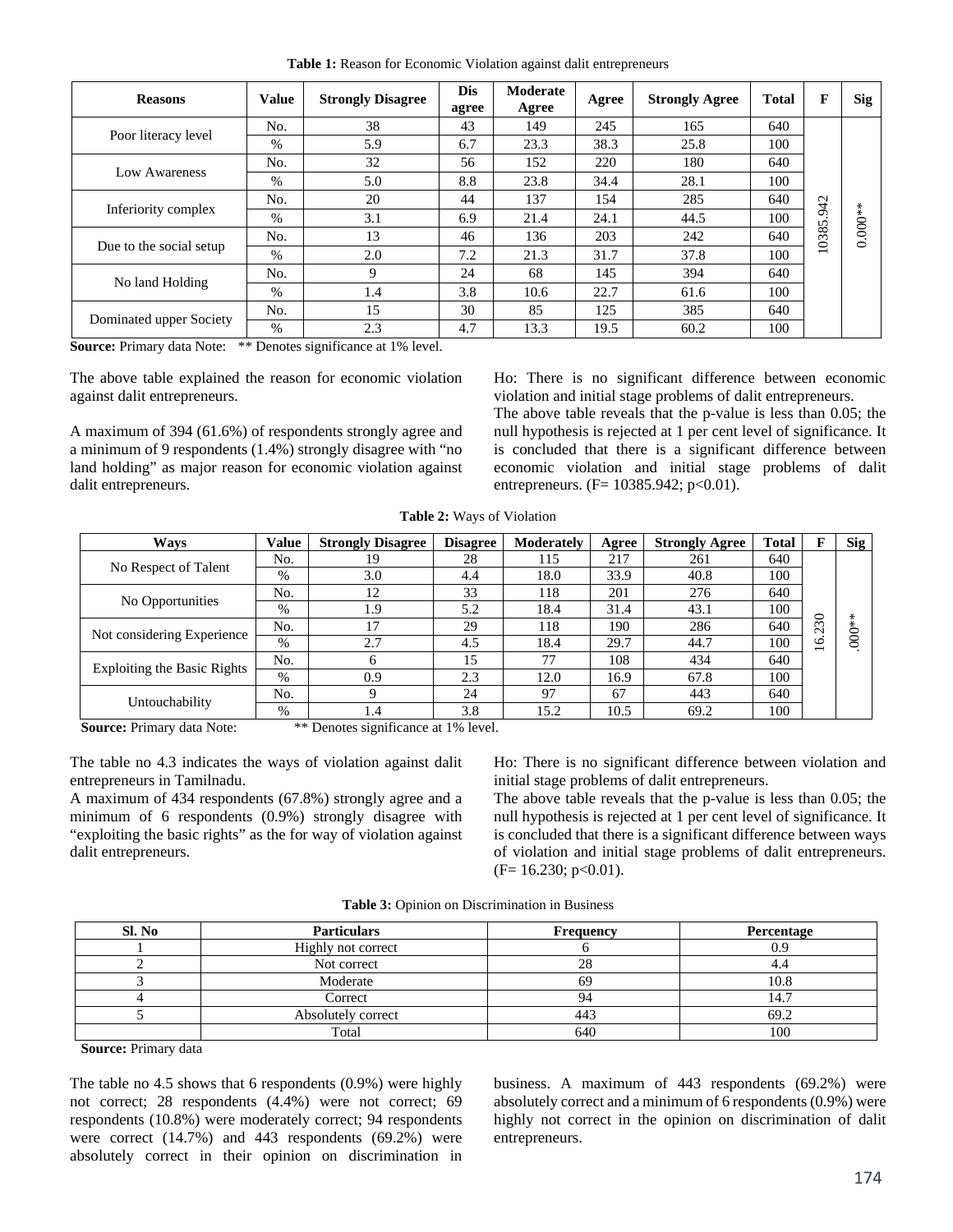**Table 1:** Reason for Economic Violation against dalit entrepreneurs

| Reasons | Value | Strongly Disagree | Dis agree | Moderate Agree | Agree | Strongly Agree | Total | F | Sig |
|---|---|---|---|---|---|---|---|---|---|
| Poor literacy level | No. | 38 | 43 | 149 | 245 | 165 | 640 | 10385.942 | 0.000** |
| | % | 5.9 | 6.7 | 23.3 | 38.3 | 25.8 | 100 | | |
| Low Awareness | No. | 32 | 56 | 152 | 220 | 180 | 640 | | |
| | % | 5.0 | 8.8 | 23.8 | 34.4 | 28.1 | 100 | | |
| Inferiority complex | No. | 20 | 44 | 137 | 154 | 285 | 640 | | |
| | % | 3.1 | 6.9 | 21.4 | 24.1 | 44.5 | 100 | | |
| Due to the social setup | No. | 13 | 46 | 136 | 203 | 242 | 640 | | |
| | % | 2.0 | 7.2 | 21.3 | 31.7 | 37.8 | 100 | | |
| No land Holding | No. | 9 | 24 | 68 | 145 | 394 | 640 | | |
| | % | 1.4 | 3.8 | 10.6 | 22.7 | 61.6 | 100 | | |
| Dominated upper Society | No. | 15 | 30 | 85 | 125 | 385 | 640 | | |
| | % | 2.3 | 4.7 | 13.3 | 19.5 | 60.2 | 100 | | |

**Source:** Primary data Note: ** Denotes significance at 1% level.

The above table explained the reason for economic violation against dalit entrepreneurs.

A maximum of 394 (61.6%) of respondents strongly agree and a minimum of 9 respondents (1.4%) strongly disagree with "no land holding" as major reason for economic violation against dalit entrepreneurs.

Ho: There is no significant difference between economic violation and initial stage problems of dalit entrepreneurs.
The above table reveals that the p-value is less than 0.05; the null hypothesis is rejected at 1 per cent level of significance. It is concluded that there is a significant difference between economic violation and initial stage problems of dalit entrepreneurs. ($F= 10385.942$; $p<0.01$).

**Table 2:** Ways of Violation

| Ways | Value | Strongly Disagree | Disagree | Moderately | Agree | Strongly Agree | Total | F | Sig |
|---|---|---|---|---|---|---|---|---|---|
| No Respect of Talent | No. | 19 | 28 | 115 | 217 | 261 | 640 | 16.230 | .000** |
| | % | 3.0 | 4.4 | 18.0 | 33.9 | 40.8 | 100 | | |
| No Opportunities | No. | 12 | 33 | 118 | 201 | 276 | 640 | | |
| | % | 1.9 | 5.2 | 18.4 | 31.4 | 43.1 | 100 | | |
| Not considering Experience | No. | 17 | 29 | 118 | 190 | 286 | 640 | | |
| | % | 2.7 | 4.5 | 18.4 | 29.7 | 44.7 | 100 | | |
| Exploiting the Basic Rights | No. | 6 | 15 | 77 | 108 | 434 | 640 | | |
| | % | 0.9 | 2.3 | 12.0 | 16.9 | 67.8 | 100 | | |
| Untouchability | No. | 9 | 24 | 97 | 67 | 443 | 640 | | |
| | % | 1.4 | 3.8 | 15.2 | 10.5 | 69.2 | 100 | | |

**Source:** Primary data Note: ** Denotes significance at 1% level.

The table no 4.3 indicates the ways of violation against dalit entrepreneurs in Tamilnadu.
A maximum of 434 respondents (67.8%) strongly agree and a minimum of 6 respondents (0.9%) strongly disagree with "exploiting the basic rights" as the for way of violation against dalit entrepreneurs.

Ho: There is no significant difference between violation and initial stage problems of dalit entrepreneurs.
The above table reveals that the p-value is less than 0.05; the null hypothesis is rejected at 1 per cent level of significance. It is concluded that there is a significant difference between ways of violation and initial stage problems of dalit entrepreneurs. ($F= 16.230$; $p<0.01$).

**Table 3:** Opinion on Discrimination in Business

| Sl. No | Particulars | Frequency | Percentage |
|---|---|---|---|
| 1 | Highly not correct | 6 | 0.9 |
| 2 | Not correct | 28 | 4.4 |
| 3 | Moderate | 69 | 10.8 |
| 4 | Correct | 94 | 14.7 |
| 5 | Absolutely correct | 443 | 69.2 |
| | Total | 640 | 100 |

**Source:** Primary data

The table no 4.5 shows that 6 respondents (0.9%) were highly not correct; 28 respondents (4.4%) were not correct; 69 respondents (10.8%) were moderately correct; 94 respondents were correct (14.7%) and 443 respondents (69.2%) were absolutely correct in their opinion on discrimination in business. A maximum of 443 respondents (69.2%) were absolutely correct and a minimum of 6 respondents (0.9%) were highly not correct in the opinion on discrimination of dalit entrepreneurs.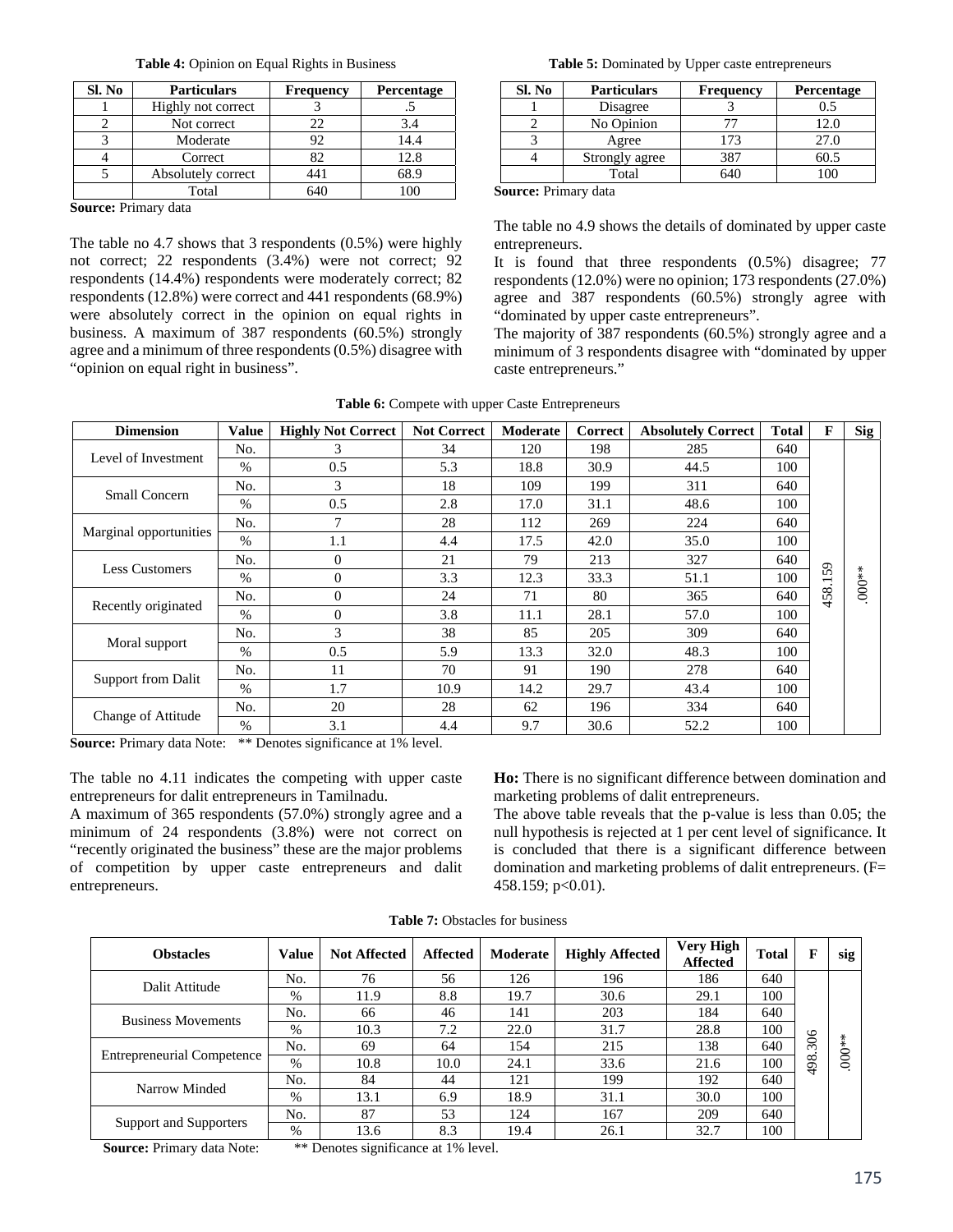**Table 4:** Opinion on Equal Rights in Business

| Sl. No | Particulars | Frequency | Percentage |
|---|---|---|---|
| 1 | Highly not correct | 3 | .5 |
| 2 | Not correct | 22 | 3.4 |
| 3 | Moderate | 92 | 14.4 |
| 4 | Correct | 82 | 12.8 |
| 5 | Absolutely correct | 441 | 68.9 |
| | Total | 640 | 100 |

**Source:** Primary data

The table no 4.7 shows that 3 respondents (0.5%) were highly not correct; 22 respondents (3.4%) were not correct; 92 respondents (14.4%) respondents were moderately correct; 82 respondents (12.8%) were correct and 441 respondents (68.9%) were absolutely correct in the opinion on equal rights in business. A maximum of 387 respondents (60.5%) strongly agree and a minimum of three respondents (0.5%) disagree with "opinion on equal right in business".

**Table 5:** Dominated by Upper caste entrepreneurs

| Sl. No | Particulars | Frequency | Percentage |
|---|---|---|---|
| 1 | Disagree | 3 | 0.5 |
| 2 | No Opinion | 77 | 12.0 |
| 3 | Agree | 173 | 27.0 |
| 4 | Strongly agree | 387 | 60.5 |
| | Total | 640 | 100 |

**Source:** Primary data

The table no 4.9 shows the details of dominated by upper caste entrepreneurs.

It is found that three respondents (0.5%) disagree; 77 respondents (12.0%) were no opinion; 173 respondents (27.0%) agree and 387 respondents (60.5%) strongly agree with "dominated by upper caste entrepreneurs".

The majority of 387 respondents (60.5%) strongly agree and a minimum of 3 respondents disagree with "dominated by upper caste entrepreneurs."

**Table 6:** Compete with upper Caste Entrepreneurs

| Dimension | Value | Highly Not Correct | Not Correct | Moderate | Correct | Absolutely Correct | Total | F | Sig |
|---|---|---|---|---|---|---|---|---|---|
| Level of Investment | No. | 3 | 34 | 120 | 198 | 285 | 640 | 458.159 | .000** |
| | % | 0.5 | 5.3 | 18.8 | 30.9 | 44.5 | 100 | | |
| Small Concern | No. | 3 | 18 | 109 | 199 | 311 | 640 | | |
| | % | 0.5 | 2.8 | 17.0 | 31.1 | 48.6 | 100 | | |
| Marginal opportunities | No. | 7 | 28 | 112 | 269 | 224 | 640 | | |
| | % | 1.1 | 4.4 | 17.5 | 42.0 | 35.0 | 100 | | |
| Less Customers | No. | 0 | 21 | 79 | 213 | 327 | 640 | | |
| | % | 0 | 3.3 | 12.3 | 33.3 | 51.1 | 100 | | |
| Recently originated | No. | 0 | 24 | 71 | 80 | 365 | 640 | | |
| | % | 0 | 3.8 | 11.1 | 28.1 | 57.0 | 100 | | |
| Moral support | No. | 3 | 38 | 85 | 205 | 309 | 640 | | |
| | % | 0.5 | 5.9 | 13.3 | 32.0 | 48.3 | 100 | | |
| Support from Dalit | No. | 11 | 70 | 91 | 190 | 278 | 640 | | |
| | % | 1.7 | 10.9 | 14.2 | 29.7 | 43.4 | 100 | | |
| Change of Attitude | No. | 20 | 28 | 62 | 196 | 334 | 640 | | |
| | % | 3.1 | 4.4 | 9.7 | 30.6 | 52.2 | 100 | | |

**Source:** Primary data Note: ** Denotes significance at 1% level.

The table no 4.11 indicates the competing with upper caste entrepreneurs for dalit entrepreneurs in Tamilnadu.

A maximum of 365 respondents (57.0%) strongly agree and a minimum of 24 respondents (3.8%) were not correct on "recently originated the business" these are the major problems of competition by upper caste entrepreneurs and dalit entrepreneurs.

**Ho:** There is no significant difference between domination and marketing problems of dalit entrepreneurs.

The above table reveals that the p-value is less than 0.05; the null hypothesis is rejected at 1 per cent level of significance. It is concluded that there is a significant difference between domination and marketing problems of dalit entrepreneurs. ($F= 458.159$; $p<0.01$).

**Table 7:** Obstacles for business

| Obstacles | Value | Not Affected | Affected | Moderate | Highly Affected | Very High Affected | Total | F | sig |
|---|---|---|---|---|---|---|---|---|---|
| Dalit Attitude | No. | 76 | 56 | 126 | 196 | 186 | 640 | 498.306 | .000** |
| | % | 11.9 | 8.8 | 19.7 | 30.6 | 29.1 | 100 | | |
| Business Movements | No. | 66 | 46 | 141 | 203 | 184 | 640 | | |
| | % | 10.3 | 7.2 | 22.0 | 31.7 | 28.8 | 100 | | |
| Entrepreneurial Competence | No. | 69 | 64 | 154 | 215 | 138 | 640 | | |
| | % | 10.8 | 10.0 | 24.1 | 33.6 | 21.6 | 100 | | |
| Narrow Minded | No. | 84 | 44 | 121 | 199 | 192 | 640 | | |
| | % | 13.1 | 6.9 | 18.9 | 31.1 | 30.0 | 100 | | |
| Support and Supporters | No. | 87 | 53 | 124 | 167 | 209 | 640 | | |
| | % | 13.6 | 8.3 | 19.4 | 26.1 | 32.7 | 100 | | |

**Source:** Primary data Note: ** Denotes significance at 1% level.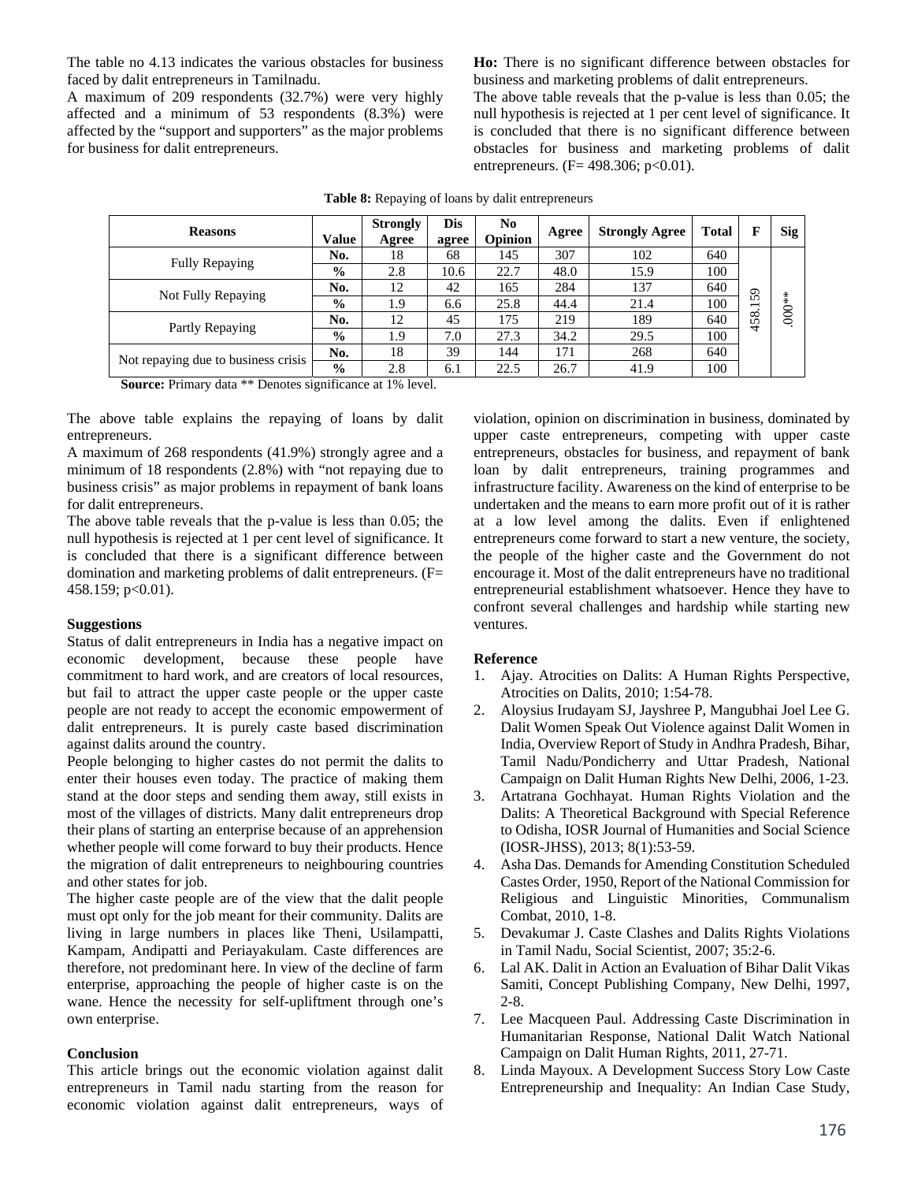The table no 4.13 indicates the various obstacles for business faced by dalit entrepreneurs in Tamilnadu.

A maximum of 209 respondents (32.7%) were very highly affected and a minimum of 53 respondents (8.3%) were affected by the "support and supporters" as the major problems for business for dalit entrepreneurs.

**Ho:** There is no significant difference between obstacles for business and marketing problems of dalit entrepreneurs.

The above table reveals that the p-value is less than 0.05; the null hypothesis is rejected at 1 per cent level of significance. It is concluded that there is no significant difference between obstacles for business and marketing problems of dalit entrepreneurs. (F= 498.306; p<0.01).

**Table 8:** Repaying of loans by dalit entrepreneurs

| Reasons | Value | Strongly Agree | Dis agree | No Opinion | Agree | Strongly Agree | Total | F | Sig |
|---|---|---|---|---|---|---|---|---|---|
| Fully Repaying | No. | 18 | 68 | 145 | 307 | 102 | 640 | 458.159 | .000** |
| | % | 2.8 | 10.6 | 22.7 | 48.0 | 15.9 | 100 | | |
| Not Fully Repaying | No. | 12 | 42 | 165 | 284 | 137 | 640 | | |
| | % | 1.9 | 6.6 | 25.8 | 44.4 | 21.4 | 100 | | |
| Partly Repaying | No. | 12 | 45 | 175 | 219 | 189 | 640 | | |
| | % | 1.9 | 7.0 | 27.3 | 34.2 | 29.5 | 100 | | |
| Not repaying due to business crisis | No. | 18 | 39 | 144 | 171 | 268 | 640 | | |
| | % | 2.8 | 6.1 | 22.5 | 26.7 | 41.9 | 100 | | |

**Source:** Primary data ** Denotes significance at 1% level.

The above table explains the repaying of loans by dalit entrepreneurs.

A maximum of 268 respondents (41.9%) strongly agree and a minimum of 18 respondents (2.8%) with "not repaying due to business crisis" as major problems in repayment of bank loans for dalit entrepreneurs.

The above table reveals that the p-value is less than 0.05; the null hypothesis is rejected at 1 per cent level of significance. It is concluded that there is a significant difference between domination and marketing problems of dalit entrepreneurs. (F= 458.159; p<0.01).

### Suggestions

Status of dalit entrepreneurs in India has a negative impact on economic development, because these people have commitment to hard work, and are creators of local resources, but fail to attract the upper caste people or the upper caste people are not ready to accept the economic empowerment of dalit entrepreneurs. It is purely caste based discrimination against dalits around the country.

People belonging to higher castes do not permit the dalits to enter their houses even today. The practice of making them stand at the door steps and sending them away, still exists in most of the villages of districts. Many dalit entrepreneurs drop their plans of starting an enterprise because of an apprehension whether people will come forward to buy their products. Hence the migration of dalit entrepreneurs to neighbouring countries and other states for job.

The higher caste people are of the view that the dalit people must opt only for the job meant for their community. Dalits are living in large numbers in places like Theni, Usilampatti, Kampam, Andipatti and Periayakulam. Caste differences are therefore, not predominant here. In view of the decline of farm enterprise, approaching the people of higher caste is on the wane. Hence the necessity for self-upliftment through one's own enterprise.

### Conclusion

This article brings out the economic violation against dalit entrepreneurs in Tamil nadu starting from the reason for economic violation against dalit entrepreneurs, ways of violation, opinion on discrimination in business, dominated by upper caste entrepreneurs, competing with upper caste entrepreneurs, obstacles for business, and repayment of bank loan by dalit entrepreneurs, training programmes and infrastructure facility. Awareness on the kind of enterprise to be undertaken and the means to earn more profit out of it is rather at a low level among the dalits. Even if enlightened entrepreneurs come forward to start a new venture, the society, the people of the higher caste and the Government do not encourage it. Most of the dalit entrepreneurs have no traditional entrepreneurial establishment whatsoever. Hence they have to confront several challenges and hardship while starting new ventures.

### Reference

1. Ajay. Atrocities on Dalits: A Human Rights Perspective, Atrocities on Dalits, 2010; 1:54-78.
2. Aloysius Irudayam SJ, Jayshree P, Mangubhai Joel Lee G. Dalit Women Speak Out Violence against Dalit Women in India, Overview Report of Study in Andhra Pradesh, Bihar, Tamil Nadu/Pondicherry and Uttar Pradesh, National Campaign on Dalit Human Rights New Delhi, 2006, 1-23.
3. Artatrana Gochhayat. Human Rights Violation and the Dalits: A Theoretical Background with Special Reference to Odisha, IOSR Journal of Humanities and Social Science (IOSR-JHSS), 2013; 8(1):53-59.
4. Asha Das. Demands for Amending Constitution Scheduled Castes Order, 1950, Report of the National Commission for Religious and Linguistic Minorities, Communalism Combat, 2010, 1-8.
5. Devakumar J. Caste Clashes and Dalits Rights Violations in Tamil Nadu, Social Scientist, 2007; 35:2-6.
6. Lal AK. Dalit in Action an Evaluation of Bihar Dalit Vikas Samiti, Concept Publishing Company, New Delhi, 1997, 2-8.
7. Lee Macqueen Paul. Addressing Caste Discrimination in Humanitarian Response, National Dalit Watch National Campaign on Dalit Human Rights, 2011, 27-71.
8. Linda Mayoux. A Development Success Story Low Caste Entrepreneurship and Inequality: An Indian Case Study,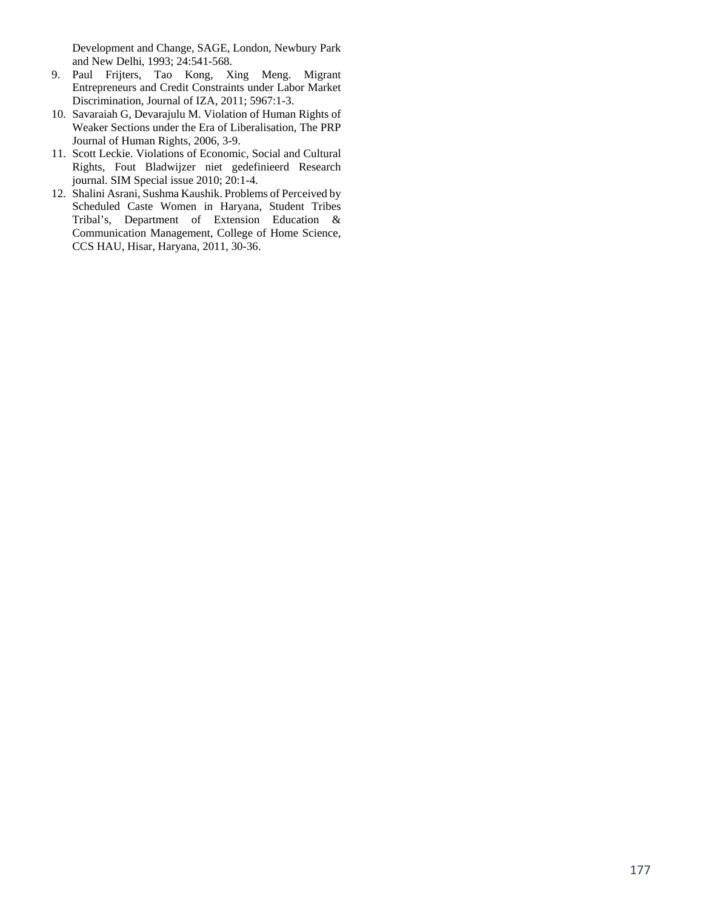Development and Change, SAGE, London, Newbury Park and New Delhi, 1993; 24:541-568.

9. Paul Frijters, Tao Kong, Xing Meng. Migrant Entrepreneurs and Credit Constraints under Labor Market Discrimination, Journal of IZA, 2011; 5967:1-3.
10. Savaraiah G, Devarajulu M. Violation of Human Rights of Weaker Sections under the Era of Liberalisation, The PRP Journal of Human Rights, 2006, 3-9.
11. Scott Leckie. Violations of Economic, Social and Cultural Rights, Fout Bladwijzer niet gedefinieerd Research journal. SIM Special issue 2010; 20:1-4.
12. Shalini Asrani, Sushma Kaushik. Problems of Perceived by Scheduled Caste Women in Haryana, Student Tribes Tribal's, Department of Extension Education & Communication Management, College of Home Science, CCS HAU, Hisar, Haryana, 2011, 30-36.